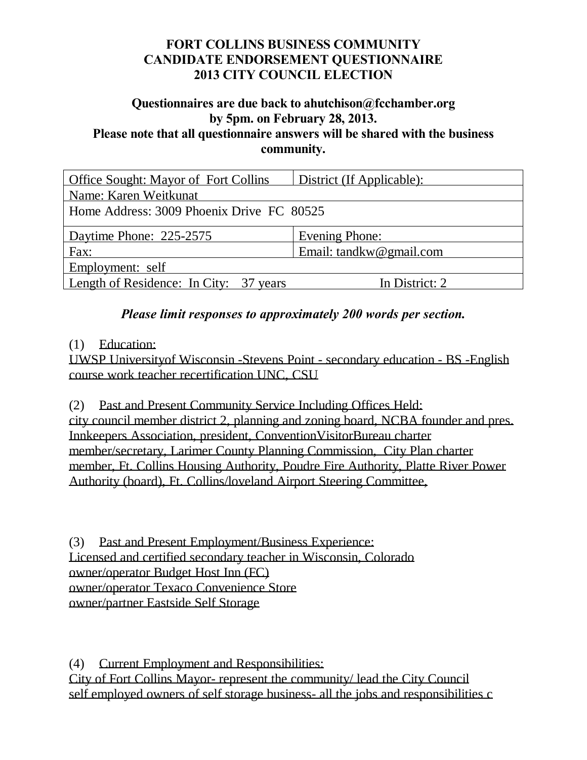# FORT COLLINS BUSINESS COMMUNITY
# CANDIDATE ENDORSEMENT QUESTIONNAIRE
# 2013 CITY COUNCIL ELECTION

**Questionnaires are due back to ahutchison@fcchamber.org by 5pm. on February 28, 2013.**
**Please note that all questionnaire answers will be shared with the business community.**

| Office Sought: Mayor of Fort Collins | District (If Applicable): |
|---|---|
| Name: Karen Weitkunat | |
| Home Address: 3009 Phoenix Drive FC 80525 | |
| Daytime Phone: 225-2575 | Evening Phone: |
| Fax: | Email: tandkw@gmail.com |
| Employment: self | |
| Length of Residence: In City: 37 years | In District: 2 |

***Please limit responses to approximately 200 words per section.***

(1) Education:
UWSP Universityof Wisconsin -Stevens Point - secondary education - BS -English
course work teacher recertification UNC, CSU

(2) Past and Present Community Service Including Offices Held:
city council member district 2, planning and zoning board, NCBA founder and pres. Innkeepers Association, president, ConventionVisitorBureau charter member/secretary, Larimer County Planning Commission, City Plan charter member, Ft. Collins Housing Authority, Poudre Fire Authority, Platte River Power Authority (board), Ft. Collins/loveland Airport Steering Committee,

(3) Past and Present Employment/Business Experience:
Licensed and certified secondary teacher in Wisconsin, Colorado
owner/operator Budget Host Inn (FC)
owner/operator Texaco Convenience Store
owner/partner Eastside Self Storage

(4) Current Employment and Responsibilities:
City of Fort Collins Mayor- represent the community/ lead the City Council
self employed owners of self storage business- all the jobs and responsibilities c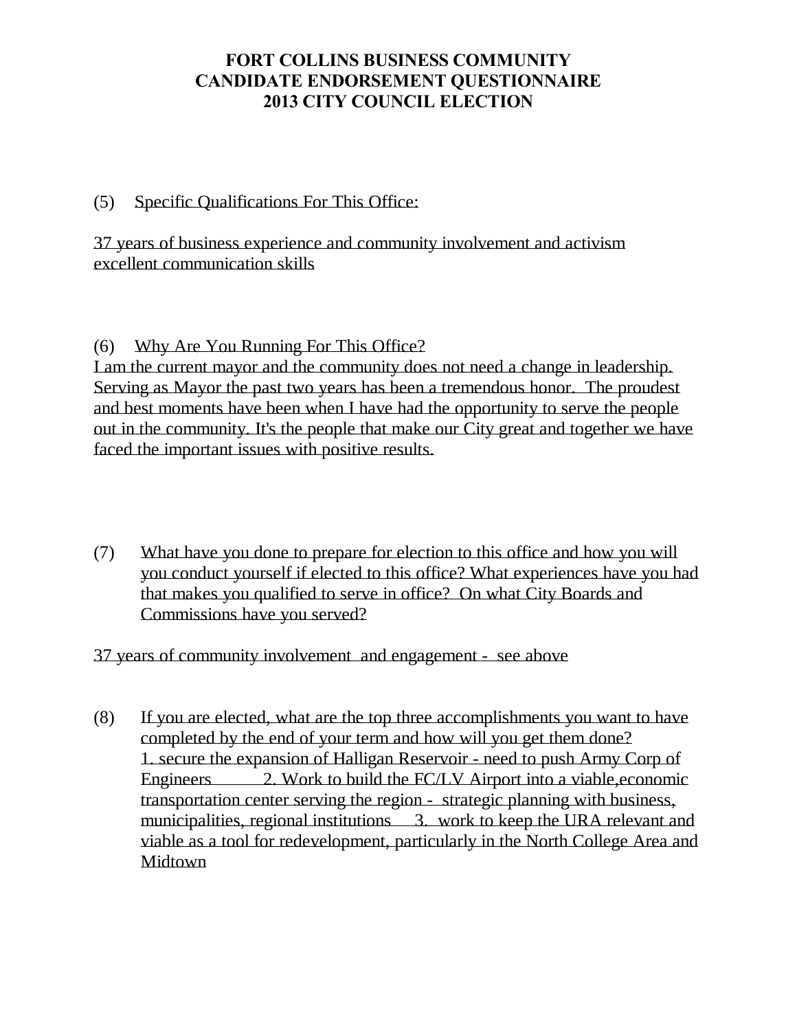# FORT COLLINS BUSINESS COMMUNITY
# CANDIDATE ENDORSEMENT QUESTIONNAIRE
# 2013 CITY COUNCIL ELECTION

(5) Specific Qualifications For This Office:

37 years of business experience and community involvement and activism
excellent communication skills

(6) Why Are You Running For This Office?

I am the current mayor and the community does not need a change in leadership. Serving as Mayor the past two years has been a tremendous honor. The proudest and best moments have been when I have had the opportunity to serve the people out in the community. It's the people that make our City great and together we have faced the important issues with positive results.

(7) What have you done to prepare for election to this office and how you will you conduct yourself if elected to this office? What experiences have you had that makes you qualified to serve in office? On what City Boards and Commissions have you served?

37 years of community involvement and engagement - see above

(8) If you are elected, what are the top three accomplishments you want to have completed by the end of your term and how will you get them done?

1. secure the expansion of Halligan Reservoir - need to push Army Corp of Engineers 2. Work to build the FC/LV Airport into a viable,economic transportation center serving the region - strategic planning with business, municipalities, regional institutions 3. work to keep the URA relevant and viable as a tool for redevelopment, particularly in the North College Area and Midtown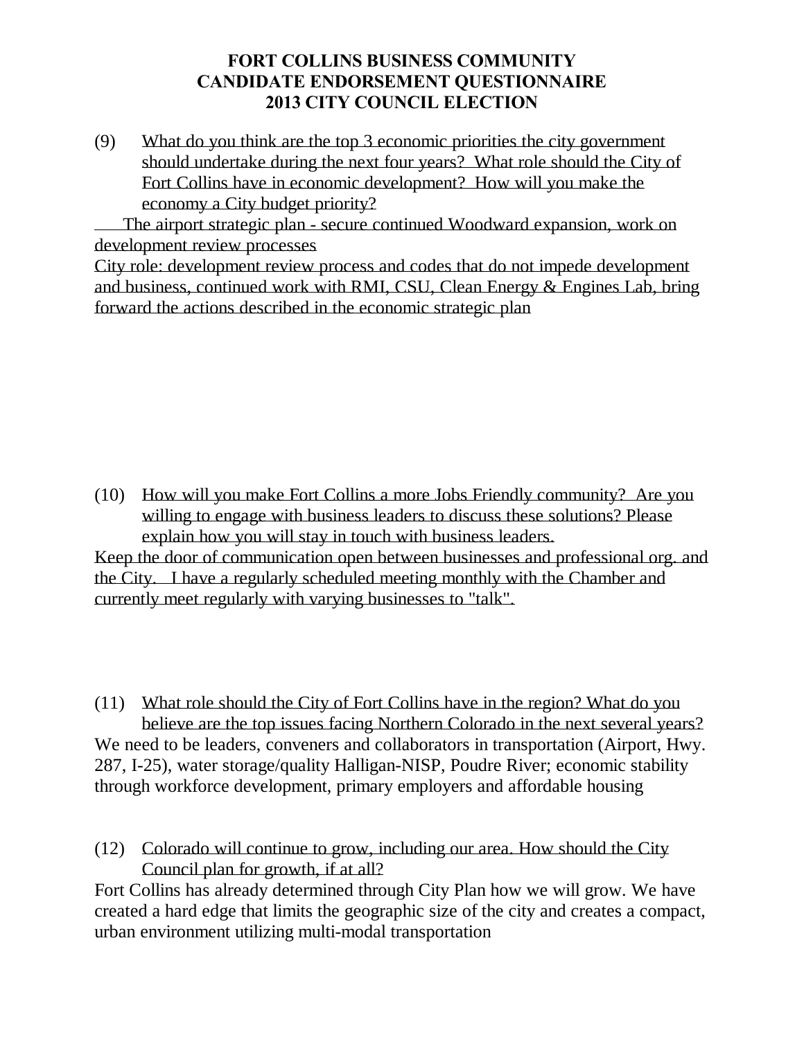**FORT COLLINS BUSINESS COMMUNITY**
**CANDIDATE ENDORSEMENT QUESTIONNAIRE**
**2013 CITY COUNCIL ELECTION**

(9) What do you think are the top 3 economic priorities the city government should undertake during the next four years? What role should the City of Fort Collins have in economic development? How will you make the economy a City budget priority?

The airport strategic plan - secure continued Woodward expansion, work on development review processes

City role: development review process and codes that do not impede development and business, continued work with RMI, CSU, Clean Energy & Engines Lab, bring forward the actions described in the economic strategic plan

(10) How will you make Fort Collins a more Jobs Friendly community? Are you willing to engage with business leaders to discuss these solutions? Please explain how you will stay in touch with business leaders.

Keep the door of communication open between businesses and professional org. and the City. I have a regularly scheduled meeting monthly with the Chamber and currently meet regularly with varying businesses to "talk".

(11) What role should the City of Fort Collins have in the region? What do you believe are the top issues facing Northern Colorado in the next several years?

We need to be leaders, conveners and collaborators in transportation (Airport, Hwy. 287, I-25), water storage/quality Halligan-NISP, Poudre River; economic stability through workforce development, primary employers and affordable housing

(12) Colorado will continue to grow, including our area. How should the City Council plan for growth, if at all?

Fort Collins has already determined through City Plan how we will grow. We have created a hard edge that limits the geographic size of the city and creates a compact, urban environment utilizing multi-modal transportation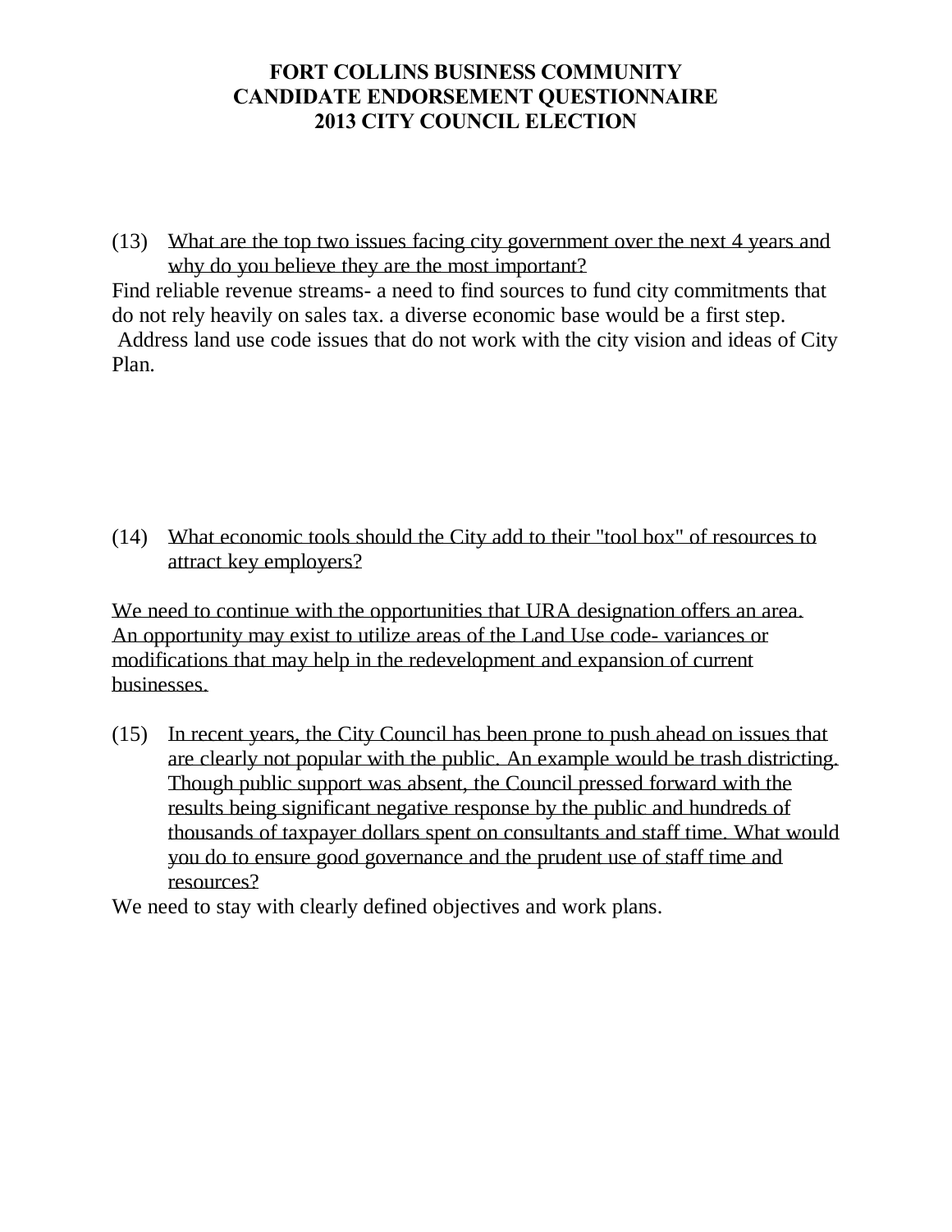**FORT COLLINS BUSINESS COMMUNITY**
**CANDIDATE ENDORSEMENT QUESTIONNAIRE**
**2013 CITY COUNCIL ELECTION**

(13) What are the top two issues facing city government over the next 4 years and why do you believe they are the most important?

Find reliable revenue streams- a need to find sources to fund city commitments that do not rely heavily on sales tax. a diverse economic base would be a first step.
Address land use code issues that do not work with the city vision and ideas of City Plan.

(14) What economic tools should the City add to their "tool box" of resources to attract key employers?

We need to continue with the opportunities that URA designation offers an area. An opportunity may exist to utilize areas of the Land Use code- variances or modifications that may help in the redevelopment and expansion of current businesses.

(15) In recent years, the City Council has been prone to push ahead on issues that are clearly not popular with the public. An example would be trash districting. Though public support was absent, the Council pressed forward with the results being significant negative response by the public and hundreds of thousands of taxpayer dollars spent on consultants and staff time. What would you do to ensure good governance and the prudent use of staff time and resources?

We need to stay with clearly defined objectives and work plans.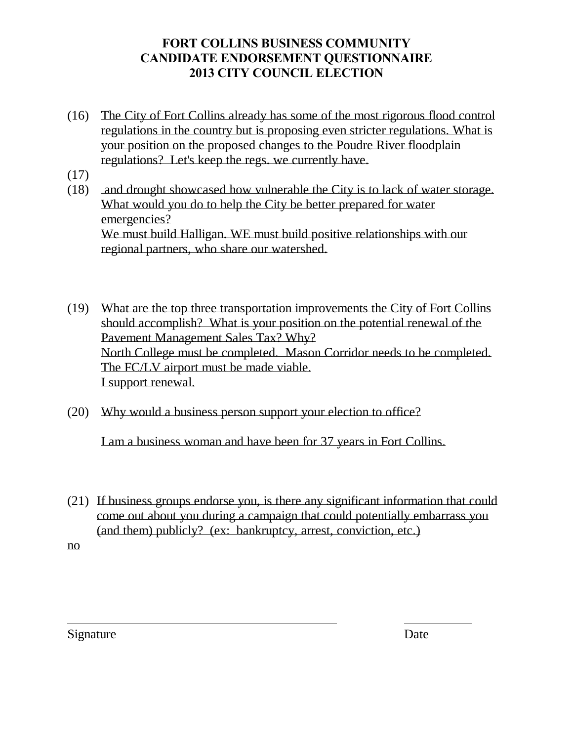# FORT COLLINS BUSINESS COMMUNITY
# CANDIDATE ENDORSEMENT QUESTIONNAIRE
# 2013 CITY COUNCIL ELECTION

(16) The City of Fort Collins already has some of the most rigorous flood control regulations in the country but is proposing even stricter regulations. What is your position on the proposed changes to the Poudre River floodplain regulations? Let's keep the regs. we currently have.

(17)

(18) and drought showcased how vulnerable the City is to lack of water storage. What would you do to help the City be better prepared for water emergencies?
We must build Halligan. WE must build positive relationships with our regional partners, who share our watershed.

(19) What are the top three transportation improvements the City of Fort Collins should accomplish? What is your position on the potential renewal of the Pavement Management Sales Tax? Why?
North College must be completed. Mason Corridor needs to be completed. The FC/LV airport must be made viable.
I support renewal.

(20) Why would a business person support your election to office?

I am a business woman and have been for 37 years in Fort Collins.

(21) If business groups endorse you, is there any significant information that could come out about you during a campaign that could potentially embarrass you (and them) publicly? (ex: bankruptcy, arrest, conviction, etc.)
no

Signature ____________________ Date __________